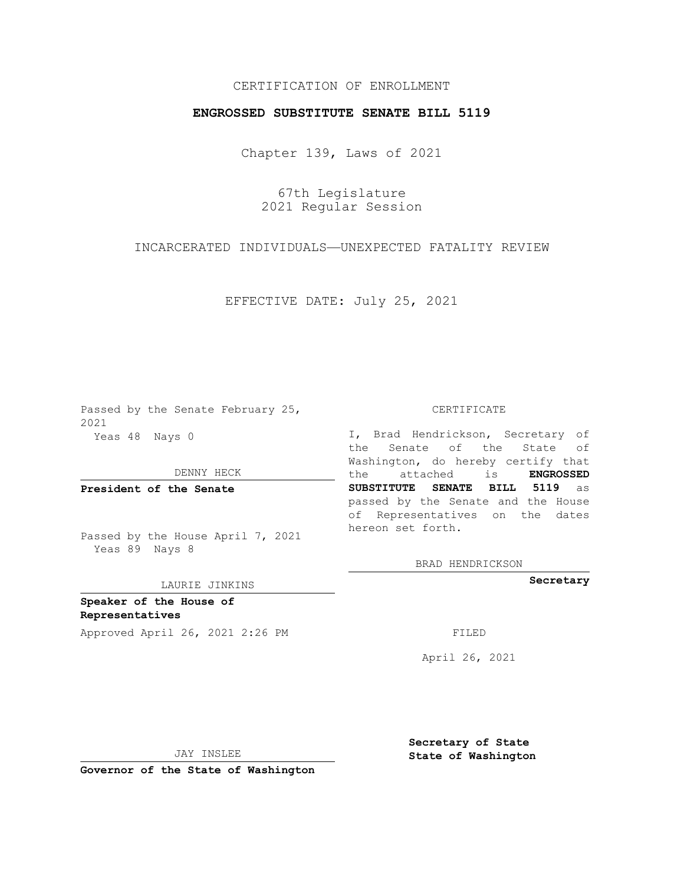CERTIFICATION OF ENROLLMENT

**ENGROSSED SUBSTITUTE SENATE BILL 5119**

Chapter 139, Laws of 2021

67th Legislature
2021 Regular Session

INCARCERATED INDIVIDUALS—UNEXPECTED FATALITY REVIEW

EFFECTIVE DATE: July 25, 2021

Passed by the Senate February 25, 2021
Yeas 48 Nays 0

DENNY HECK

**President of the Senate**

Passed by the House April 7, 2021
Yeas 89 Nays 8

LAURIE JINKINS

**Speaker of the House of Representatives**

Approved April 26, 2021 2:26 PM

JAY INSLEE

**Governor of the State of Washington**

CERTIFICATE

I, Brad Hendrickson, Secretary of the Senate of the State of Washington, do hereby certify that the attached is **ENGROSSED SUBSTITUTE SENATE BILL 5119** as passed by the Senate and the House of Representatives on the dates hereon set forth.

BRAD HENDRICKSON

**Secretary**

FILED

April 26, 2021

**Secretary of State**
**State of Washington**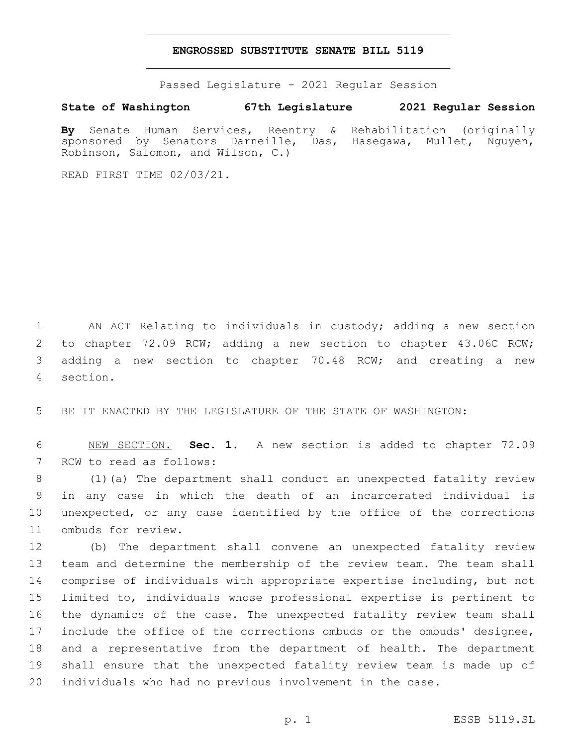# ENGROSSED SUBSTITUTE SENATE BILL 5119

Passed Legislature - 2021 Regular Session

**State of Washington 67th Legislature 2021 Regular Session**

**By** Senate Human Services, Reentry & Rehabilitation (originally sponsored by Senators Darneille, Das, Hasegawa, Mullet, Nguyen, Robinson, Salomon, and Wilson, C.)

READ FIRST TIME 02/03/21.

AN ACT Relating to individuals in custody; adding a new section to chapter 72.09 RCW; adding a new section to chapter 43.06C RCW; adding a new section to chapter 70.48 RCW; and creating a new section.

BE IT ENACTED BY THE LEGISLATURE OF THE STATE OF WASHINGTON:

NEW SECTION. **Sec. 1.** A new section is added to chapter 72.09 RCW to read as follows:

(1)(a) The department shall conduct an unexpected fatality review in any case in which the death of an incarcerated individual is unexpected, or any case identified by the office of the corrections ombuds for review.

(b) The department shall convene an unexpected fatality review team and determine the membership of the review team. The team shall comprise of individuals with appropriate expertise including, but not limited to, individuals whose professional expertise is pertinent to the dynamics of the case. The unexpected fatality review team shall include the office of the corrections ombuds or the ombuds' designee, and a representative from the department of health. The department shall ensure that the unexpected fatality review team is made up of individuals who had no previous involvement in the case.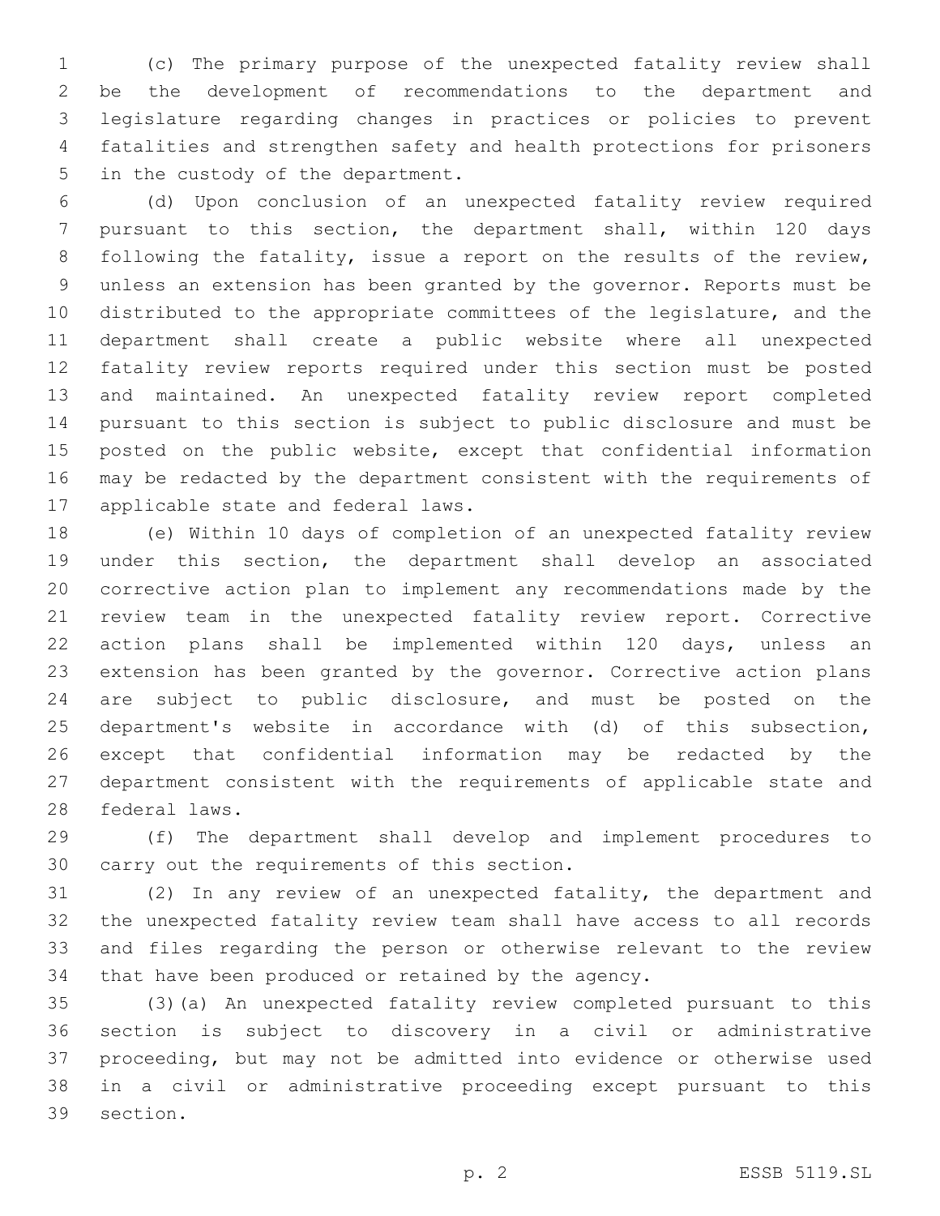(c) The primary purpose of the unexpected fatality review shall be the development of recommendations to the department and legislature regarding changes in practices or policies to prevent fatalities and strengthen safety and health protections for prisoners in the custody of the department.

(d) Upon conclusion of an unexpected fatality review required pursuant to this section, the department shall, within 120 days following the fatality, issue a report on the results of the review, unless an extension has been granted by the governor. Reports must be distributed to the appropriate committees of the legislature, and the department shall create a public website where all unexpected fatality review reports required under this section must be posted and maintained. An unexpected fatality review report completed pursuant to this section is subject to public disclosure and must be posted on the public website, except that confidential information may be redacted by the department consistent with the requirements of applicable state and federal laws.

(e) Within 10 days of completion of an unexpected fatality review under this section, the department shall develop an associated corrective action plan to implement any recommendations made by the review team in the unexpected fatality review report. Corrective action plans shall be implemented within 120 days, unless an extension has been granted by the governor. Corrective action plans are subject to public disclosure, and must be posted on the department's website in accordance with (d) of this subsection, except that confidential information may be redacted by the department consistent with the requirements of applicable state and federal laws.

(f) The department shall develop and implement procedures to carry out the requirements of this section.

(2) In any review of an unexpected fatality, the department and the unexpected fatality review team shall have access to all records and files regarding the person or otherwise relevant to the review that have been produced or retained by the agency.

(3)(a) An unexpected fatality review completed pursuant to this section is subject to discovery in a civil or administrative proceeding, but may not be admitted into evidence or otherwise used in a civil or administrative proceeding except pursuant to this section.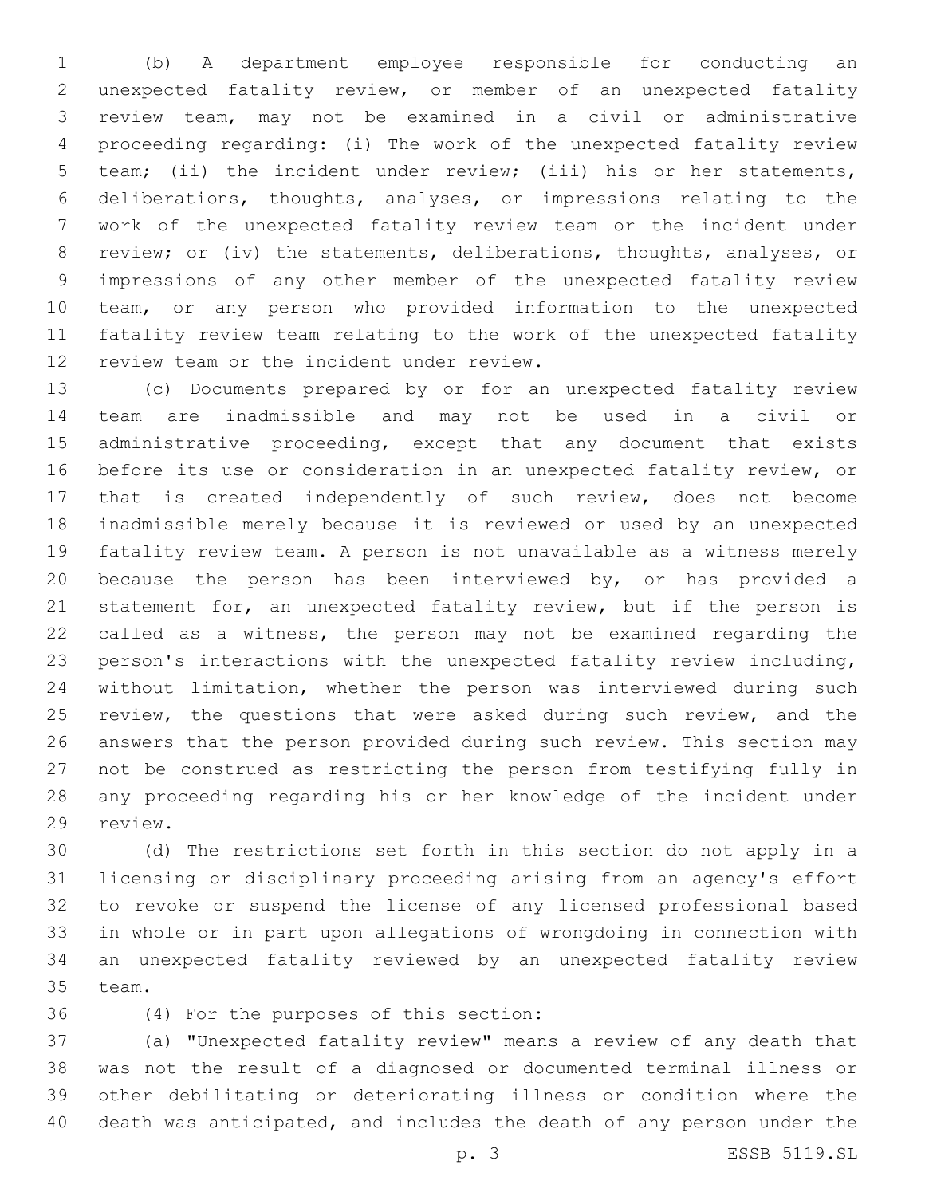(b) A department employee responsible for conducting an unexpected fatality review, or member of an unexpected fatality review team, may not be examined in a civil or administrative proceeding regarding: (i) The work of the unexpected fatality review team; (ii) the incident under review; (iii) his or her statements, deliberations, thoughts, analyses, or impressions relating to the work of the unexpected fatality review team or the incident under review; or (iv) the statements, deliberations, thoughts, analyses, or impressions of any other member of the unexpected fatality review team, or any person who provided information to the unexpected fatality review team relating to the work of the unexpected fatality review team or the incident under review.

(c) Documents prepared by or for an unexpected fatality review team are inadmissible and may not be used in a civil or administrative proceeding, except that any document that exists before its use or consideration in an unexpected fatality review, or that is created independently of such review, does not become inadmissible merely because it is reviewed or used by an unexpected fatality review team. A person is not unavailable as a witness merely because the person has been interviewed by, or has provided a statement for, an unexpected fatality review, but if the person is called as a witness, the person may not be examined regarding the person's interactions with the unexpected fatality review including, without limitation, whether the person was interviewed during such review, the questions that were asked during such review, and the answers that the person provided during such review. This section may not be construed as restricting the person from testifying fully in any proceeding regarding his or her knowledge of the incident under review.

(d) The restrictions set forth in this section do not apply in a licensing or disciplinary proceeding arising from an agency's effort to revoke or suspend the license of any licensed professional based in whole or in part upon allegations of wrongdoing in connection with an unexpected fatality reviewed by an unexpected fatality review team.

(4) For the purposes of this section:

(a) "Unexpected fatality review" means a review of any death that was not the result of a diagnosed or documented terminal illness or other debilitating or deteriorating illness or condition where the death was anticipated, and includes the death of any person under the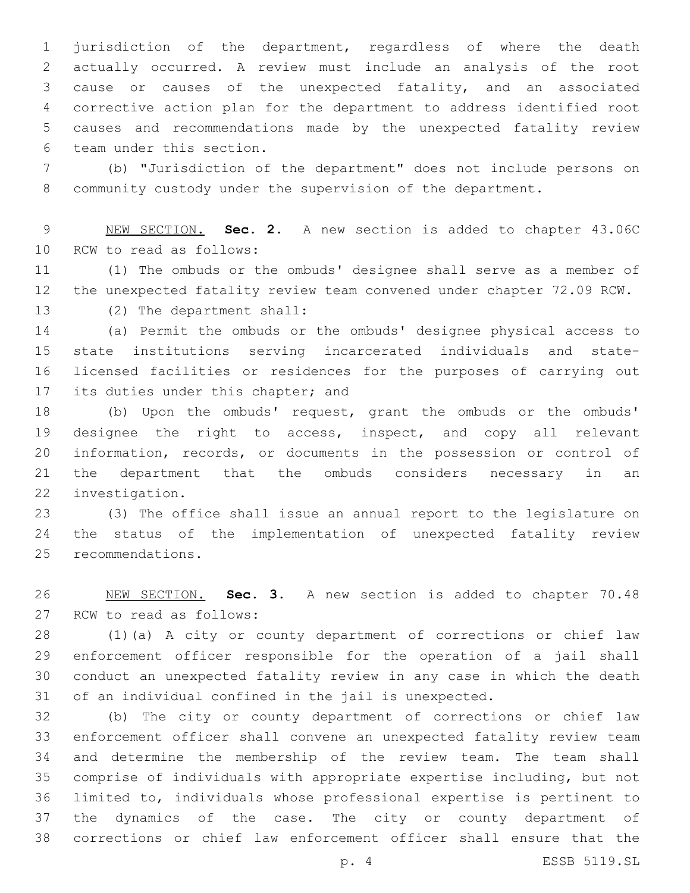jurisdiction of the department, regardless of where the death actually occurred. A review must include an analysis of the root cause or causes of the unexpected fatality, and an associated corrective action plan for the department to address identified root causes and recommendations made by the unexpected fatality review team under this section.

(b) "Jurisdiction of the department" does not include persons on community custody under the supervision of the department.

NEW SECTION. **Sec. 2.** A new section is added to chapter 43.06C RCW to read as follows:

(1) The ombuds or the ombuds' designee shall serve as a member of the unexpected fatality review team convened under chapter 72.09 RCW.

(2) The department shall:

(a) Permit the ombuds or the ombuds' designee physical access to state institutions serving incarcerated individuals and state-licensed facilities or residences for the purposes of carrying out its duties under this chapter; and

(b) Upon the ombuds' request, grant the ombuds or the ombuds' designee the right to access, inspect, and copy all relevant information, records, or documents in the possession or control of the department that the ombuds considers necessary in an investigation.

(3) The office shall issue an annual report to the legislature on the status of the implementation of unexpected fatality review recommendations.

NEW SECTION. **Sec. 3.** A new section is added to chapter 70.48 RCW to read as follows:

(1)(a) A city or county department of corrections or chief law enforcement officer responsible for the operation of a jail shall conduct an unexpected fatality review in any case in which the death of an individual confined in the jail is unexpected.

(b) The city or county department of corrections or chief law enforcement officer shall convene an unexpected fatality review team and determine the membership of the review team. The team shall comprise of individuals with appropriate expertise including, but not limited to, individuals whose professional expertise is pertinent to the dynamics of the case. The city or county department of corrections or chief law enforcement officer shall ensure that the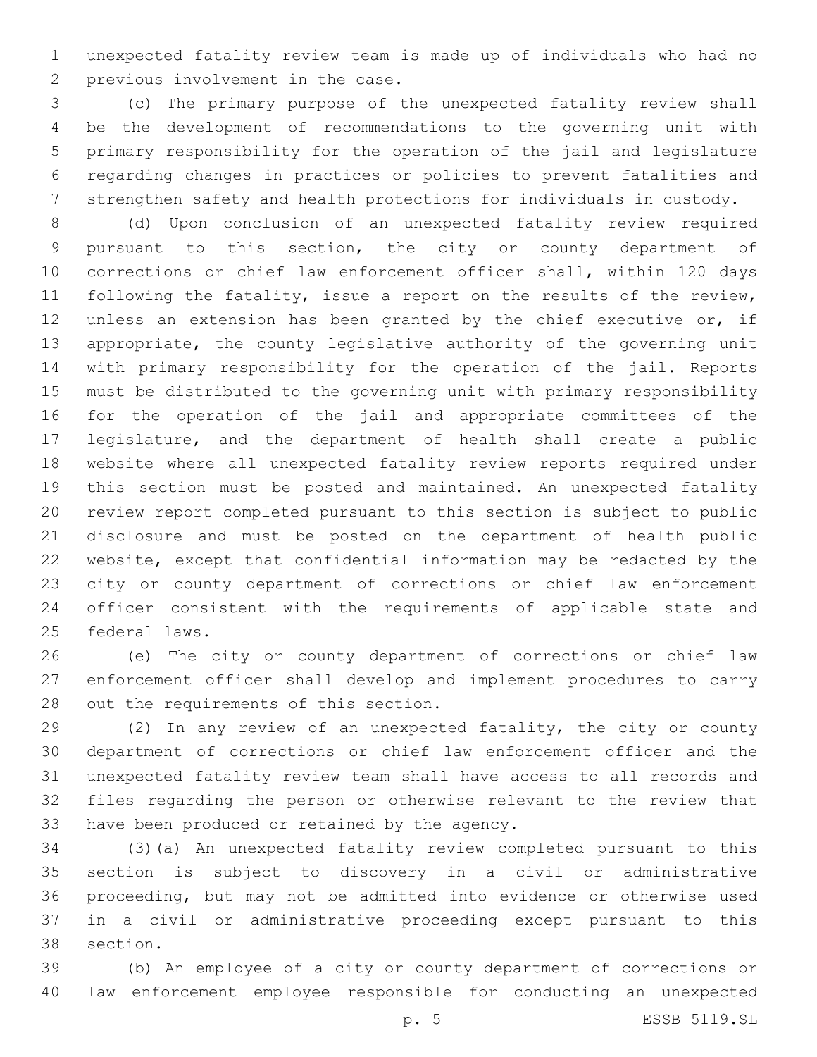unexpected fatality review team is made up of individuals who had no previous involvement in the case.

(c) The primary purpose of the unexpected fatality review shall be the development of recommendations to the governing unit with primary responsibility for the operation of the jail and legislature regarding changes in practices or policies to prevent fatalities and strengthen safety and health protections for individuals in custody.

(d) Upon conclusion of an unexpected fatality review required pursuant to this section, the city or county department of corrections or chief law enforcement officer shall, within 120 days following the fatality, issue a report on the results of the review, unless an extension has been granted by the chief executive or, if appropriate, the county legislative authority of the governing unit with primary responsibility for the operation of the jail. Reports must be distributed to the governing unit with primary responsibility for the operation of the jail and appropriate committees of the legislature, and the department of health shall create a public website where all unexpected fatality review reports required under this section must be posted and maintained. An unexpected fatality review report completed pursuant to this section is subject to public disclosure and must be posted on the department of health public website, except that confidential information may be redacted by the city or county department of corrections or chief law enforcement officer consistent with the requirements of applicable state and federal laws.

(e) The city or county department of corrections or chief law enforcement officer shall develop and implement procedures to carry out the requirements of this section.

(2) In any review of an unexpected fatality, the city or county department of corrections or chief law enforcement officer and the unexpected fatality review team shall have access to all records and files regarding the person or otherwise relevant to the review that have been produced or retained by the agency.

(3)(a) An unexpected fatality review completed pursuant to this section is subject to discovery in a civil or administrative proceeding, but may not be admitted into evidence or otherwise used in a civil or administrative proceeding except pursuant to this section.

(b) An employee of a city or county department of corrections or law enforcement employee responsible for conducting an unexpected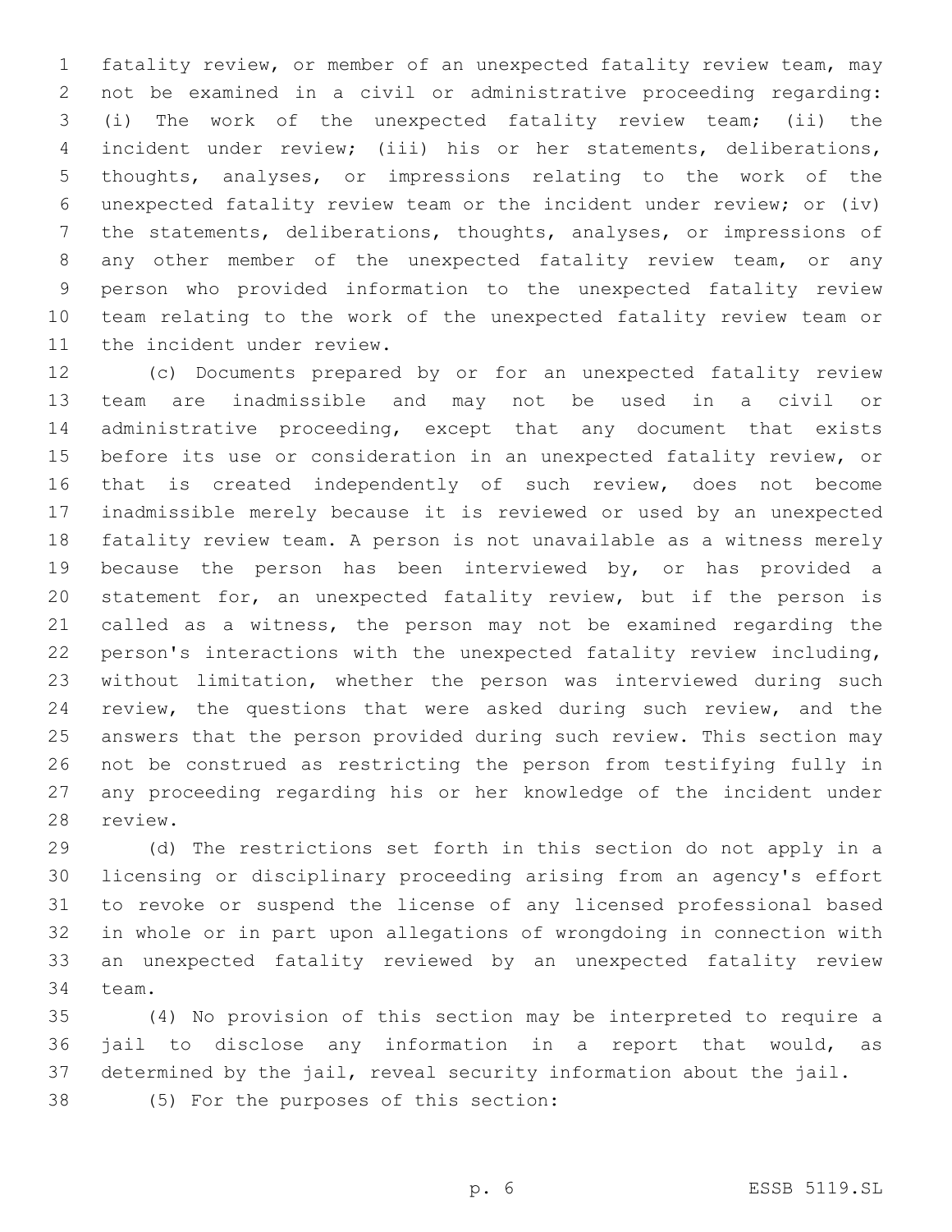fatality review, or member of an unexpected fatality review team, may not be examined in a civil or administrative proceeding regarding: (i) The work of the unexpected fatality review team; (ii) the incident under review; (iii) his or her statements, deliberations, thoughts, analyses, or impressions relating to the work of the unexpected fatality review team or the incident under review; or (iv) the statements, deliberations, thoughts, analyses, or impressions of any other member of the unexpected fatality review team, or any person who provided information to the unexpected fatality review team relating to the work of the unexpected fatality review team or the incident under review.

(c) Documents prepared by or for an unexpected fatality review team are inadmissible and may not be used in a civil or administrative proceeding, except that any document that exists before its use or consideration in an unexpected fatality review, or that is created independently of such review, does not become inadmissible merely because it is reviewed or used by an unexpected fatality review team. A person is not unavailable as a witness merely because the person has been interviewed by, or has provided a statement for, an unexpected fatality review, but if the person is called as a witness, the person may not be examined regarding the person's interactions with the unexpected fatality review including, without limitation, whether the person was interviewed during such review, the questions that were asked during such review, and the answers that the person provided during such review. This section may not be construed as restricting the person from testifying fully in any proceeding regarding his or her knowledge of the incident under review.

(d) The restrictions set forth in this section do not apply in a licensing or disciplinary proceeding arising from an agency's effort to revoke or suspend the license of any licensed professional based in whole or in part upon allegations of wrongdoing in connection with an unexpected fatality reviewed by an unexpected fatality review team.

(4) No provision of this section may be interpreted to require a jail to disclose any information in a report that would, as determined by the jail, reveal security information about the jail.

(5) For the purposes of this section: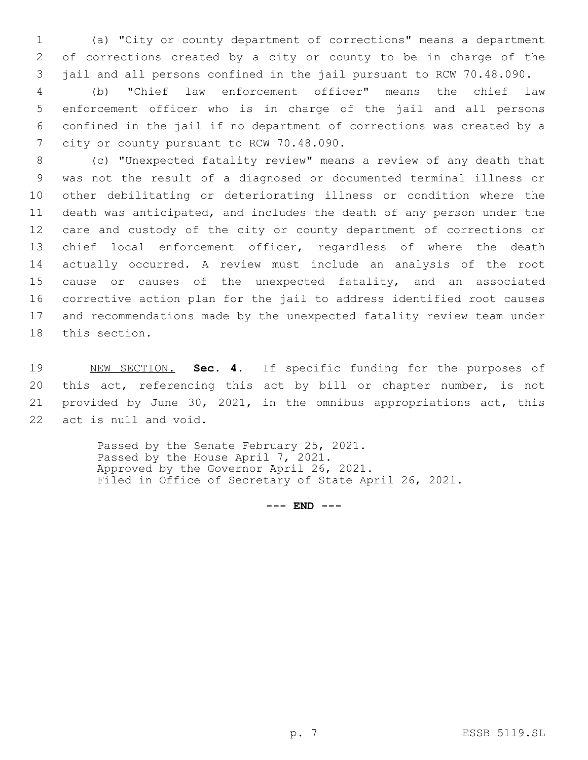(a) "City or county department of corrections" means a department of corrections created by a city or county to be in charge of the jail and all persons confined in the jail pursuant to RCW 70.48.090.

(b) "Chief law enforcement officer" means the chief law enforcement officer who is in charge of the jail and all persons confined in the jail if no department of corrections was created by a city or county pursuant to RCW 70.48.090.

(c) "Unexpected fatality review" means a review of any death that was not the result of a diagnosed or documented terminal illness or other debilitating or deteriorating illness or condition where the death was anticipated, and includes the death of any person under the care and custody of the city or county department of corrections or chief local enforcement officer, regardless of where the death actually occurred. A review must include an analysis of the root cause or causes of the unexpected fatality, and an associated corrective action plan for the jail to address identified root causes and recommendations made by the unexpected fatality review team under this section.

NEW SECTION. **Sec. 4.** If specific funding for the purposes of this act, referencing this act by bill or chapter number, is not provided by June 30, 2021, in the omnibus appropriations act, this act is null and void.

Passed by the Senate February 25, 2021.
Passed by the House April 7, 2021.
Approved by the Governor April 26, 2021.
Filed in Office of Secretary of State April 26, 2021.

**--- END ---**